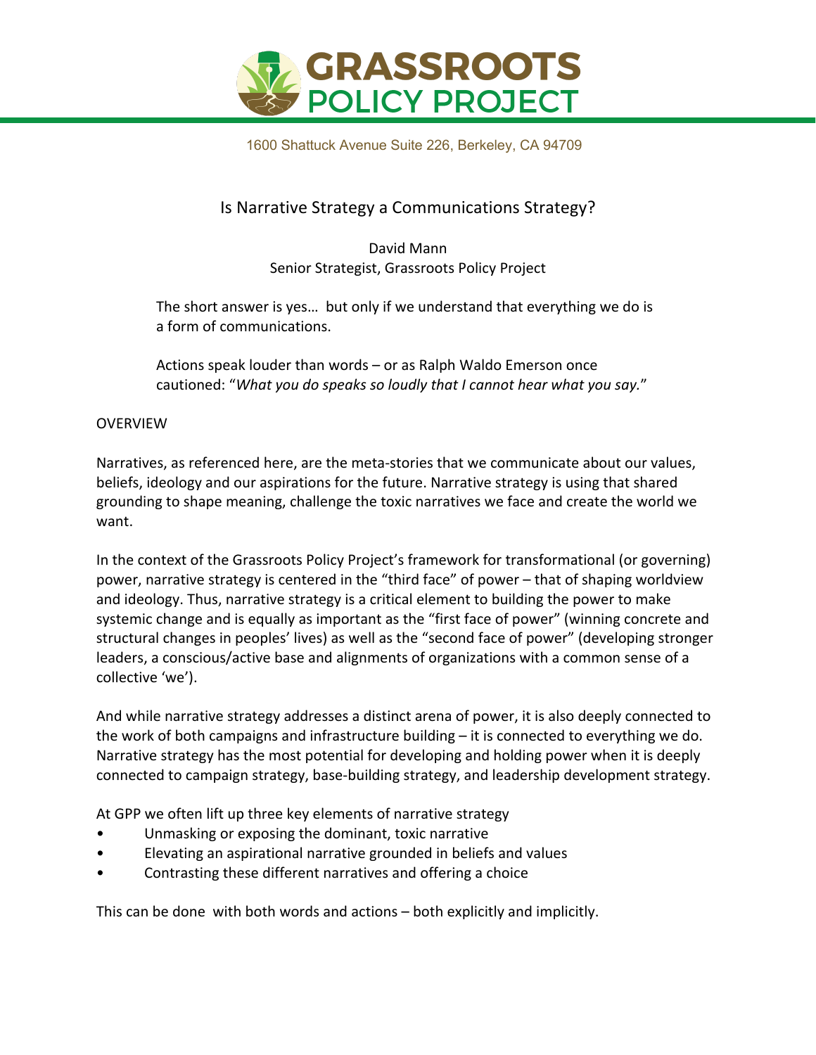# GRASSROOTS POLICY PROJECT

1600 Shattuck Avenue Suite 226, Berkeley, CA 94709

## Is Narrative Strategy a Communications Strategy?

David Mann
Senior Strategist, Grassroots Policy Project

> The short answer is yes… but only if we understand that everything we do is a form of communications.
>
> Actions speak louder than words – or as Ralph Waldo Emerson once cautioned: "*What you do speaks so loudly that I cannot hear what you say.*"

### OVERVIEW

Narratives, as referenced here, are the meta-stories that we communicate about our values, beliefs, ideology and our aspirations for the future. Narrative strategy is using that shared grounding to shape meaning, challenge the toxic narratives we face and create the world we want.

In the context of the Grassroots Policy Project's framework for transformational (or governing) power, narrative strategy is centered in the "third face" of power – that of shaping worldview and ideology. Thus, narrative strategy is a critical element to building the power to make systemic change and is equally as important as the "first face of power" (winning concrete and structural changes in peoples' lives) as well as the "second face of power" (developing stronger leaders, a conscious/active base and alignments of organizations with a common sense of a collective 'we').

And while narrative strategy addresses a distinct arena of power, it is also deeply connected to the work of both campaigns and infrastructure building – it is connected to everything we do. Narrative strategy has the most potential for developing and holding power when it is deeply connected to campaign strategy, base-building strategy, and leadership development strategy.

At GPP we often lift up three key elements of narrative strategy

- Unmasking or exposing the dominant, toxic narrative
- Elevating an aspirational narrative grounded in beliefs and values
- Contrasting these different narratives and offering a choice

This can be done with both words and actions – both explicitly and implicitly.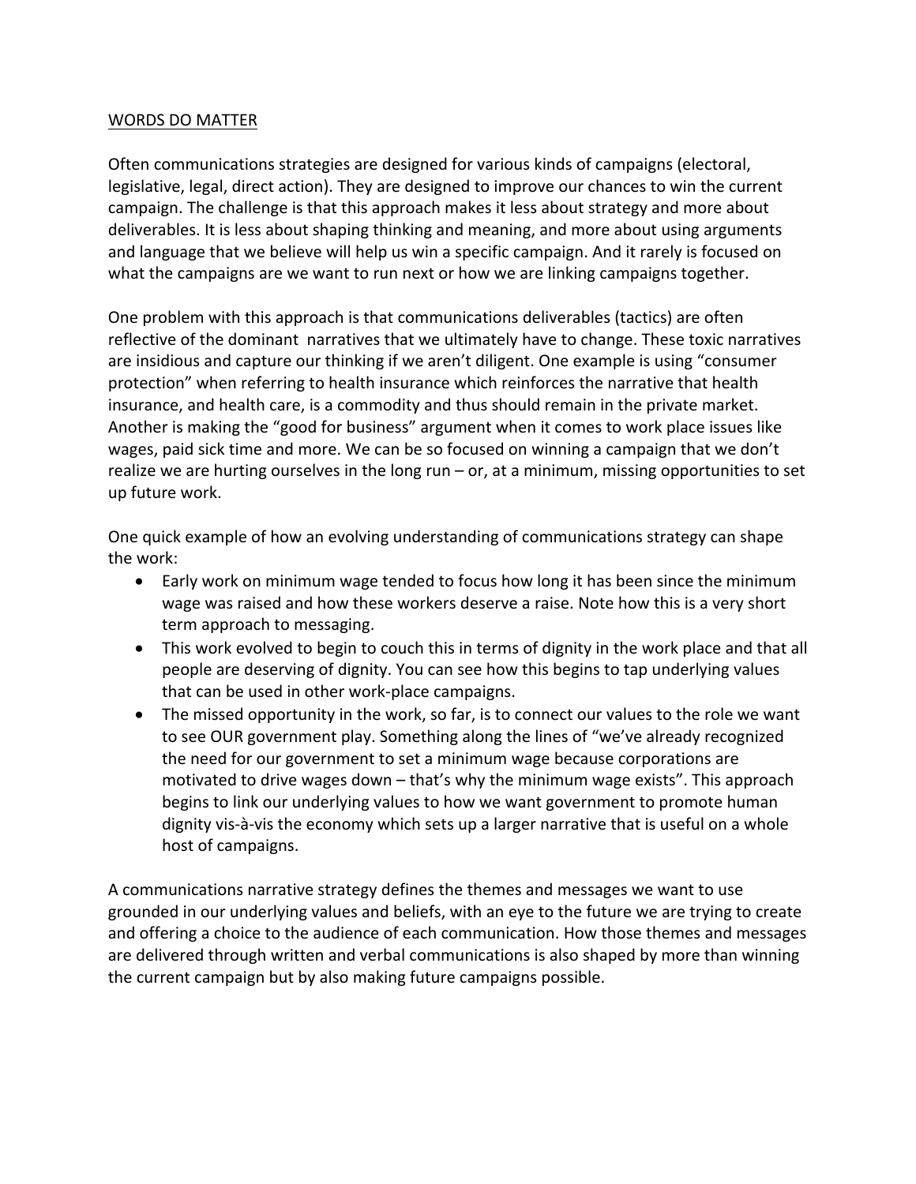<u>WORDS DO MATTER</u>

Often communications strategies are designed for various kinds of campaigns (electoral, legislative, legal, direct action). They are designed to improve our chances to win the current campaign. The challenge is that this approach makes it less about strategy and more about deliverables. It is less about shaping thinking and meaning, and more about using arguments and language that we believe will help us win a specific campaign. And it rarely is focused on what the campaigns are we want to run next or how we are linking campaigns together.

One problem with this approach is that communications deliverables (tactics) are often reflective of the dominant narratives that we ultimately have to change. These toxic narratives are insidious and capture our thinking if we aren't diligent. One example is using "consumer protection" when referring to health insurance which reinforces the narrative that health insurance, and health care, is a commodity and thus should remain in the private market. Another is making the "good for business" argument when it comes to work place issues like wages, paid sick time and more. We can be so focused on winning a campaign that we don't realize we are hurting ourselves in the long run – or, at a minimum, missing opportunities to set up future work.

One quick example of how an evolving understanding of communications strategy can shape the work:

- Early work on minimum wage tended to focus how long it has been since the minimum wage was raised and how these workers deserve a raise. Note how this is a very short term approach to messaging.
- This work evolved to begin to couch this in terms of dignity in the work place and that all people are deserving of dignity. You can see how this begins to tap underlying values that can be used in other work-place campaigns.
- The missed opportunity in the work, so far, is to connect our values to the role we want to see OUR government play. Something along the lines of "we've already recognized the need for our government to set a minimum wage because corporations are motivated to drive wages down – that's why the minimum wage exists". This approach begins to link our underlying values to how we want government to promote human dignity vis-à-vis the economy which sets up a larger narrative that is useful on a whole host of campaigns.

A communications narrative strategy defines the themes and messages we want to use grounded in our underlying values and beliefs, with an eye to the future we are trying to create and offering a choice to the audience of each communication. How those themes and messages are delivered through written and verbal communications is also shaped by more than winning the current campaign but by also making future campaigns possible.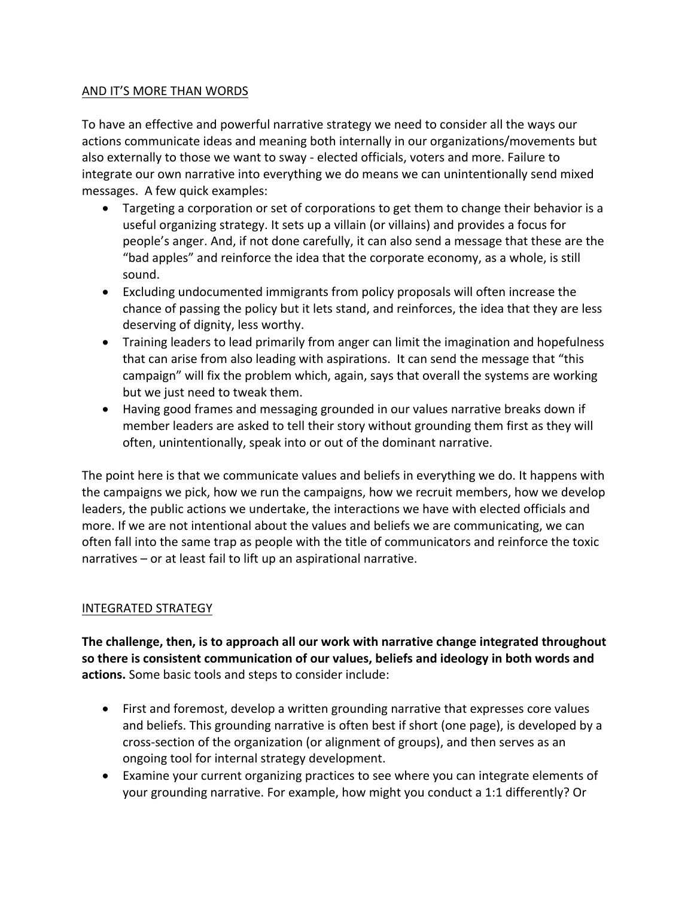## AND IT'S MORE THAN WORDS

To have an effective and powerful narrative strategy we need to consider all the ways our actions communicate ideas and meaning both internally in our organizations/movements but also externally to those we want to sway - elected officials, voters and more. Failure to integrate our own narrative into everything we do means we can unintentionally send mixed messages. A few quick examples:

- Targeting a corporation or set of corporations to get them to change their behavior is a useful organizing strategy. It sets up a villain (or villains) and provides a focus for people's anger. And, if not done carefully, it can also send a message that these are the "bad apples" and reinforce the idea that the corporate economy, as a whole, is still sound.
- Excluding undocumented immigrants from policy proposals will often increase the chance of passing the policy but it lets stand, and reinforces, the idea that they are less deserving of dignity, less worthy.
- Training leaders to lead primarily from anger can limit the imagination and hopefulness that can arise from also leading with aspirations. It can send the message that "this campaign" will fix the problem which, again, says that overall the systems are working but we just need to tweak them.
- Having good frames and messaging grounded in our values narrative breaks down if member leaders are asked to tell their story without grounding them first as they will often, unintentionally, speak into or out of the dominant narrative.

The point here is that we communicate values and beliefs in everything we do. It happens with the campaigns we pick, how we run the campaigns, how we recruit members, how we develop leaders, the public actions we undertake, the interactions we have with elected officials and more. If we are not intentional about the values and beliefs we are communicating, we can often fall into the same trap as people with the title of communicators and reinforce the toxic narratives – or at least fail to lift up an aspirational narrative.

## INTEGRATED STRATEGY

**The challenge, then, is to approach all our work with narrative change integrated throughout so there is consistent communication of our values, beliefs and ideology in both words and actions.** Some basic tools and steps to consider include:

- First and foremost, develop a written grounding narrative that expresses core values and beliefs. This grounding narrative is often best if short (one page), is developed by a cross-section of the organization (or alignment of groups), and then serves as an ongoing tool for internal strategy development.
- Examine your current organizing practices to see where you can integrate elements of your grounding narrative. For example, how might you conduct a 1:1 differently? Or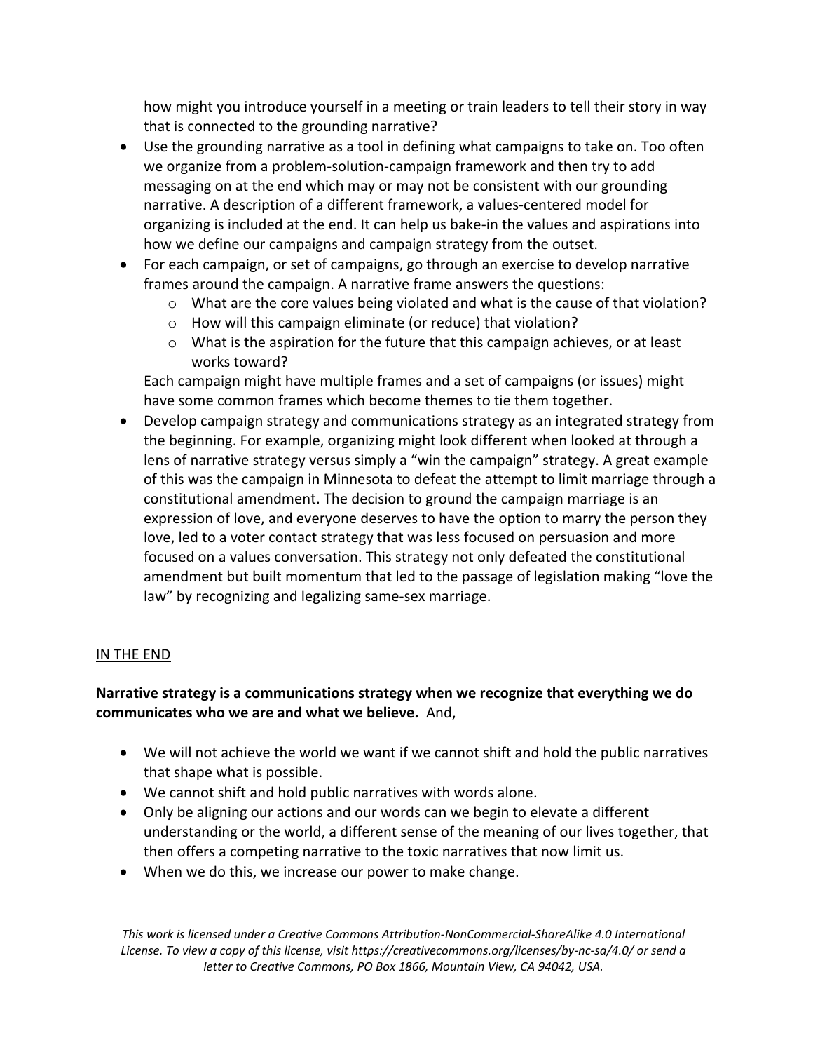how might you introduce yourself in a meeting or train leaders to tell their story in way that is connected to the grounding narrative?

- Use the grounding narrative as a tool in defining what campaigns to take on. Too often we organize from a problem-solution-campaign framework and then try to add messaging on at the end which may or may not be consistent with our grounding narrative. A description of a different framework, a values-centered model for organizing is included at the end. It can help us bake-in the values and aspirations into how we define our campaigns and campaign strategy from the outset.
- For each campaign, or set of campaigns, go through an exercise to develop narrative frames around the campaign. A narrative frame answers the questions:
    - What are the core values being violated and what is the cause of that violation?
    - How will this campaign eliminate (or reduce) that violation?
    - What is the aspiration for the future that this campaign achieves, or at least works toward?

  Each campaign might have multiple frames and a set of campaigns (or issues) might have some common frames which become themes to tie them together.
- Develop campaign strategy and communications strategy as an integrated strategy from the beginning. For example, organizing might look different when looked at through a lens of narrative strategy versus simply a "win the campaign" strategy. A great example of this was the campaign in Minnesota to defeat the attempt to limit marriage through a constitutional amendment. The decision to ground the campaign marriage is an expression of love, and everyone deserves to have the option to marry the person they love, led to a voter contact strategy that was less focused on persuasion and more focused on a values conversation. This strategy not only defeated the constitutional amendment but built momentum that led to the passage of legislation making "love the law" by recognizing and legalizing same-sex marriage.

<u>IN THE END</u>

**Narrative strategy is a communications strategy when we recognize that everything we do communicates who we are and what we believe.** And,

- We will not achieve the world we want if we cannot shift and hold the public narratives that shape what is possible.
- We cannot shift and hold public narratives with words alone.
- Only be aligning our actions and our words can we begin to elevate a different understanding or the world, a different sense of the meaning of our lives together, that then offers a competing narrative to the toxic narratives that now limit us.
- When we do this, we increase our power to make change.

*This work is licensed under a Creative Commons Attribution-NonCommercial-ShareAlike 4.0 International License. To view a copy of this license, visit https://creativecommons.org/licenses/by-nc-sa/4.0/ or send a letter to Creative Commons, PO Box 1866, Mountain View, CA 94042, USA.*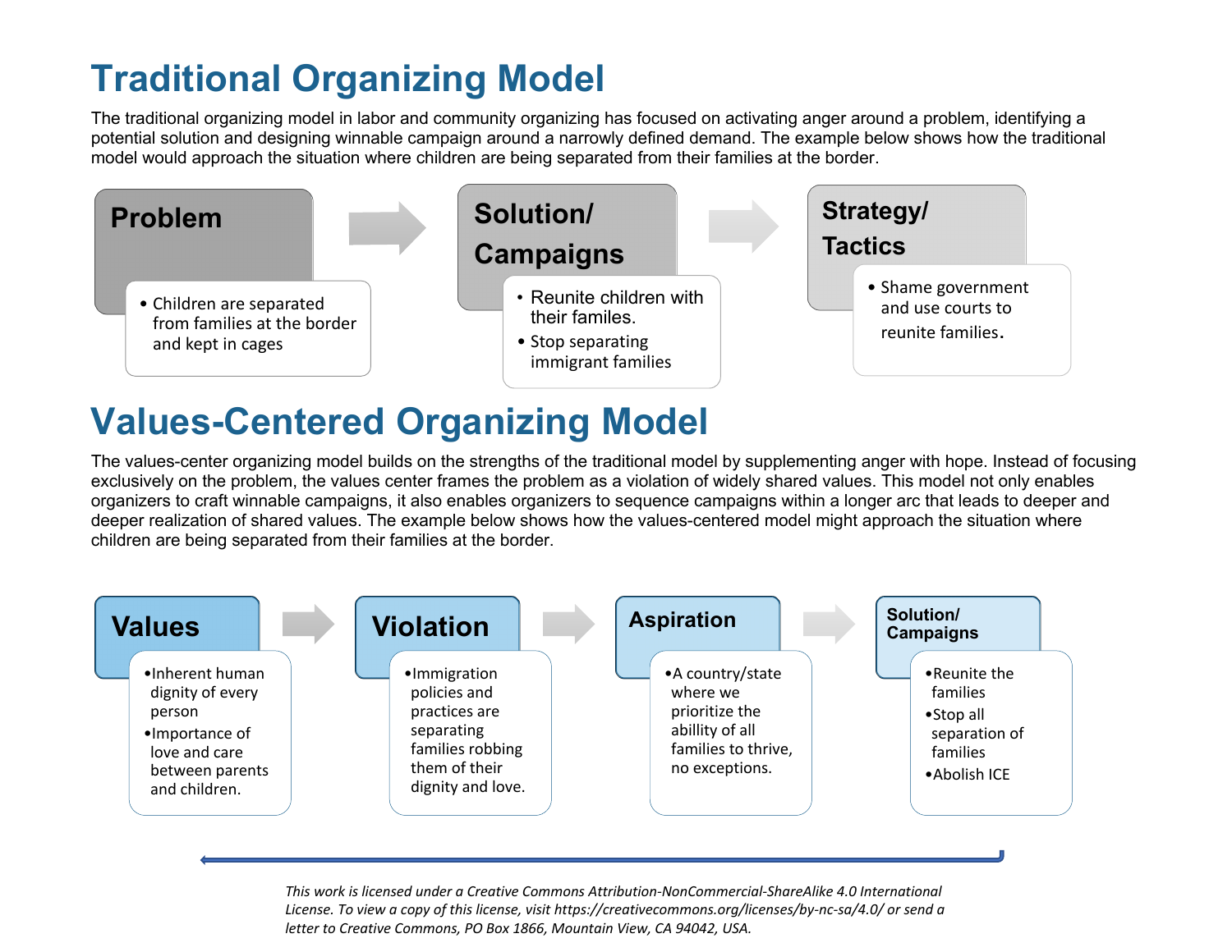# Traditional Organizing Model

The traditional organizing model in labor and community organizing has focused on activating anger around a problem, identifying a potential solution and designing winnable campaign around a narrowly defined demand. The example below shows how the traditional model would approach the situation where children are being separated from their families at the border.

**Problem**

- Children are separated from families at the border and kept in cages

**Solution/ Campaigns**

- Reunite children with their familes.
- Stop separating immigrant families

**Strategy/ Tactics**

- Shame government and use courts to reunite families.

# Values-Centered Organizing Model

The values-center organizing model builds on the strengths of the traditional model by supplementing anger with hope. Instead of focusing exclusively on the problem, the values center frames the problem as a violation of widely shared values. This model not only enables organizers to craft winnable campaigns, it also enables organizers to sequence campaigns within a longer arc that leads to deeper and deeper realization of shared values. The example below shows how the values-centered model might approach the situation where children are being separated from their families at the border.

**Values**

- Inherent human dignity of every person
- Importance of love and care between parents and children.

**Violation**

- Immigration policies and practices are separating families robbing them of their dignity and love.

**Aspiration**

- A country/state where we prioritize the abillity of all families to thrive, no exceptions.

**Solution/ Campaigns**

- Reunite the families
- Stop all separation of families
- Abolish ICE

*This work is licensed under a Creative Commons Attribution-NonCommercial-ShareAlike 4.0 International License. To view a copy of this license, visit https://creativecommons.org/licenses/by-nc-sa/4.0/ or send a letter to Creative Commons, PO Box 1866, Mountain View, CA 94042, USA.*